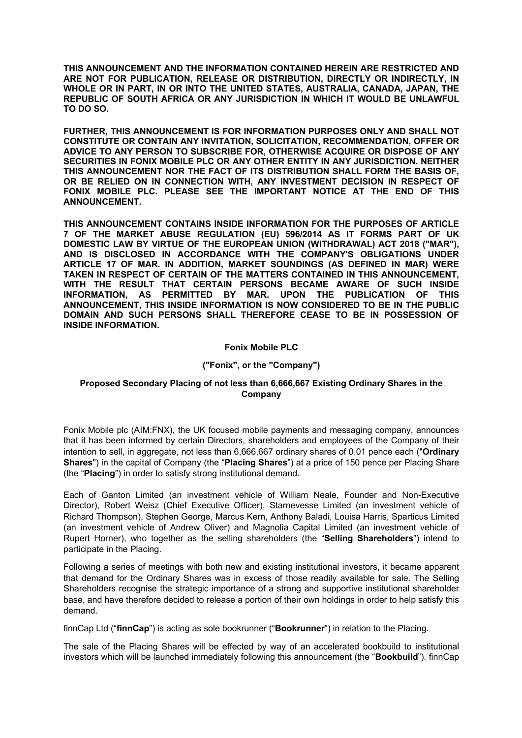**THIS ANNOUNCEMENT AND THE INFORMATION CONTAINED HEREIN ARE RESTRICTED AND ARE NOT FOR PUBLICATION, RELEASE OR DISTRIBUTION, DIRECTLY OR INDIRECTLY, IN WHOLE OR IN PART, IN OR INTO THE UNITED STATES, AUSTRALIA, CANADA, JAPAN, THE REPUBLIC OF SOUTH AFRICA OR ANY JURISDICTION IN WHICH IT WOULD BE UNLAWFUL TO DO SO.**

**FURTHER, THIS ANNOUNCEMENT IS FOR INFORMATION PURPOSES ONLY AND SHALL NOT CONSTITUTE OR CONTAIN ANY INVITATION, SOLICITATION, RECOMMENDATION, OFFER OR ADVICE TO ANY PERSON TO SUBSCRIBE FOR, OTHERWISE ACQUIRE OR DISPOSE OF ANY SECURITIES IN FONIX MOBILE PLC OR ANY OTHER ENTITY IN ANY JURISDICTION. NEITHER THIS ANNOUNCEMENT NOR THE FACT OF ITS DISTRIBUTION SHALL FORM THE BASIS OF, OR BE RELIED ON IN CONNECTION WITH, ANY INVESTMENT DECISION IN RESPECT OF FONIX MOBILE PLC. PLEASE SEE THE IMPORTANT NOTICE AT THE END OF THIS ANNOUNCEMENT.**

**THIS ANNOUNCEMENT CONTAINS INSIDE INFORMATION FOR THE PURPOSES OF ARTICLE 7 OF THE MARKET ABUSE REGULATION (EU) 596/2014 AS IT FORMS PART OF UK DOMESTIC LAW BY VIRTUE OF THE EUROPEAN UNION (WITHDRAWAL) ACT 2018 ("MAR"), AND IS DISCLOSED IN ACCORDANCE WITH THE COMPANY'S OBLIGATIONS UNDER ARTICLE 17 OF MAR. IN ADDITION, MARKET SOUNDINGS (AS DEFINED IN MAR) WERE TAKEN IN RESPECT OF CERTAIN OF THE MATTERS CONTAINED IN THIS ANNOUNCEMENT, WITH THE RESULT THAT CERTAIN PERSONS BECAME AWARE OF SUCH INSIDE INFORMATION, AS PERMITTED BY MAR. UPON THE PUBLICATION OF THIS ANNOUNCEMENT, THIS INSIDE INFORMATION IS NOW CONSIDERED TO BE IN THE PUBLIC DOMAIN AND SUCH PERSONS SHALL THEREFORE CEASE TO BE IN POSSESSION OF INSIDE INFORMATION.**

**Fonix Mobile PLC**

**("Fonix", or the "Company")**

**Proposed Secondary Placing of not less than 6,666,667 Existing Ordinary Shares in the Company**

Fonix Mobile plc (AIM:FNX), the UK focused mobile payments and messaging company, announces that it has been informed by certain Directors, shareholders and employees of the Company of their intention to sell, in aggregate, not less than 6,666,667 ordinary shares of 0.01 pence each ("**Ordinary Shares**") in the capital of Company (the "**Placing Shares**") at a price of 150 pence per Placing Share (the "**Placing**") in order to satisfy strong institutional demand.

Each of Ganton Limited (an investment vehicle of William Neale, Founder and Non-Executive Director), Robert Weisz (Chief Executive Officer), Starnevesse Limited (an investment vehicle of Richard Thompson), Stephen George, Marcus Kern, Anthony Baladi, Louisa Harris, Sparticus Limited (an investment vehicle of Andrew Oliver) and Magnolia Capital Limited (an investment vehicle of Rupert Horner), who together as the selling shareholders (the "**Selling Shareholders**") intend to participate in the Placing.

Following a series of meetings with both new and existing institutional investors, it became apparent that demand for the Ordinary Shares was in excess of those readily available for sale. The Selling Shareholders recognise the strategic importance of a strong and supportive institutional shareholder base, and have therefore decided to release a portion of their own holdings in order to help satisfy this demand.

finnCap Ltd ("**finnCap**") is acting as sole bookrunner ("**Bookrunner**") in relation to the Placing.

The sale of the Placing Shares will be effected by way of an accelerated bookbuild to institutional investors which will be launched immediately following this announcement (the "**Bookbuild**"). finnCap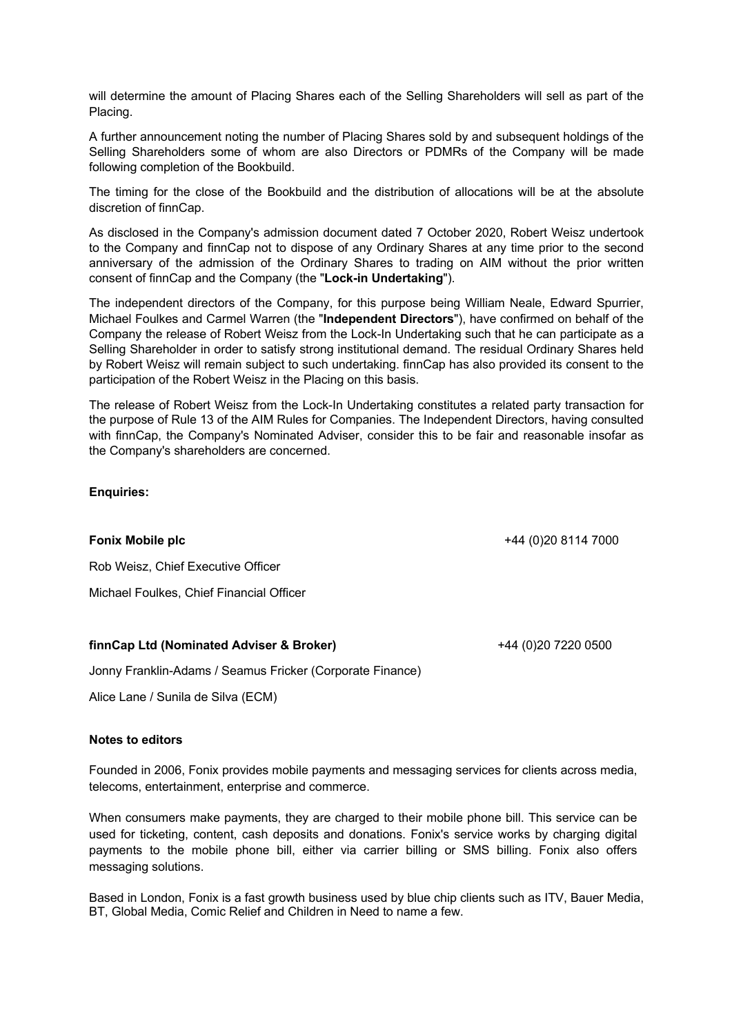will determine the amount of Placing Shares each of the Selling Shareholders will sell as part of the Placing.

A further announcement noting the number of Placing Shares sold by and subsequent holdings of the Selling Shareholders some of whom are also Directors or PDMRs of the Company will be made following completion of the Bookbuild.

The timing for the close of the Bookbuild and the distribution of allocations will be at the absolute discretion of finnCap.

As disclosed in the Company's admission document dated 7 October 2020, Robert Weisz undertook to the Company and finnCap not to dispose of any Ordinary Shares at any time prior to the second anniversary of the admission of the Ordinary Shares to trading on AIM without the prior written consent of finnCap and the Company (the "**Lock-in Undertaking**").

The independent directors of the Company, for this purpose being William Neale, Edward Spurrier, Michael Foulkes and Carmel Warren (the "**Independent Directors**"), have confirmed on behalf of the Company the release of Robert Weisz from the Lock-In Undertaking such that he can participate as a Selling Shareholder in order to satisfy strong institutional demand. The residual Ordinary Shares held by Robert Weisz will remain subject to such undertaking. finnCap has also provided its consent to the participation of the Robert Weisz in the Placing on this basis.

The release of Robert Weisz from the Lock-In Undertaking constitutes a related party transaction for the purpose of Rule 13 of the AIM Rules for Companies. The Independent Directors, having consulted with finnCap, the Company's Nominated Adviser, consider this to be fair and reasonable insofar as the Company's shareholders are concerned.

**Enquiries:**

**Fonix Mobile plc** +44 (0)20 8114 7000

Rob Weisz, Chief Executive Officer

Michael Foulkes, Chief Financial Officer

**finnCap Ltd (Nominated Adviser & Broker)** +44 (0)20 7220 0500

Jonny Franklin-Adams / Seamus Fricker (Corporate Finance)

Alice Lane / Sunila de Silva (ECM)

**Notes to editors**

Founded in 2006, Fonix provides mobile payments and messaging services for clients across media, telecoms, entertainment, enterprise and commerce.

When consumers make payments, they are charged to their mobile phone bill. This service can be used for ticketing, content, cash deposits and donations. Fonix's service works by charging digital payments to the mobile phone bill, either via carrier billing or SMS billing. Fonix also offers messaging solutions.

Based in London, Fonix is a fast growth business used by blue chip clients such as ITV, Bauer Media, BT, Global Media, Comic Relief and Children in Need to name a few.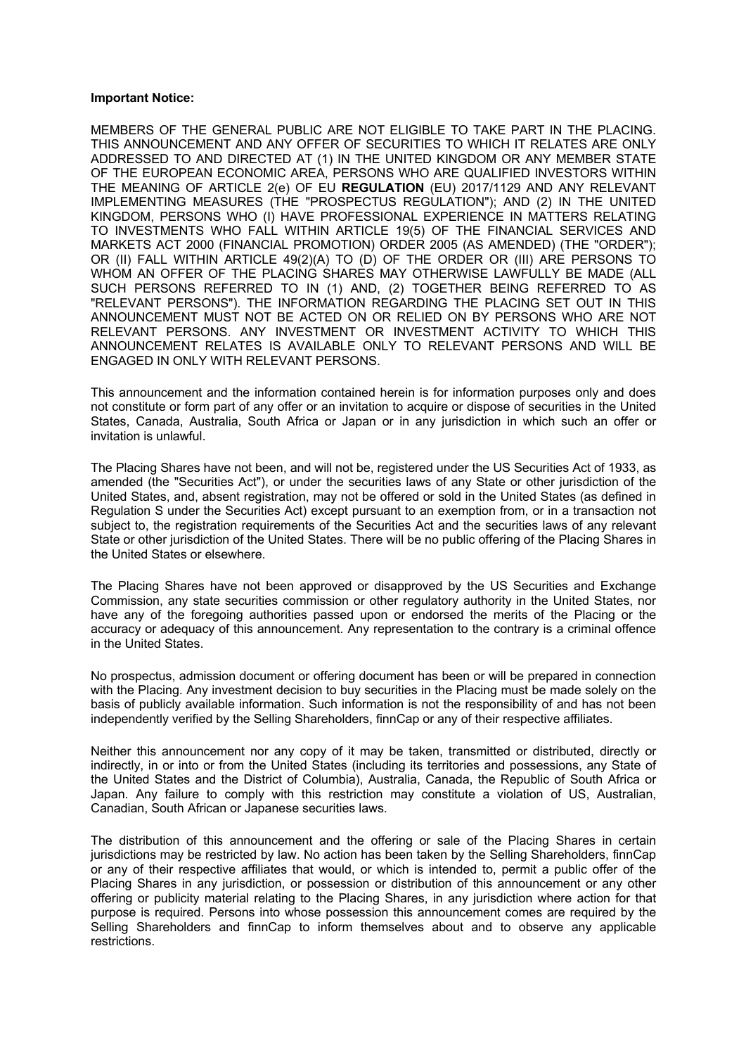**Important Notice:**

MEMBERS OF THE GENERAL PUBLIC ARE NOT ELIGIBLE TO TAKE PART IN THE PLACING. THIS ANNOUNCEMENT AND ANY OFFER OF SECURITIES TO WHICH IT RELATES ARE ONLY ADDRESSED TO AND DIRECTED AT (1) IN THE UNITED KINGDOM OR ANY MEMBER STATE OF THE EUROPEAN ECONOMIC AREA, PERSONS WHO ARE QUALIFIED INVESTORS WITHIN THE MEANING OF ARTICLE 2(e) OF EU **REGULATION** (EU) 2017/1129 AND ANY RELEVANT IMPLEMENTING MEASURES (THE "PROSPECTUS REGULATION"); AND (2) IN THE UNITED KINGDOM, PERSONS WHO (I) HAVE PROFESSIONAL EXPERIENCE IN MATTERS RELATING TO INVESTMENTS WHO FALL WITHIN ARTICLE 19(5) OF THE FINANCIAL SERVICES AND MARKETS ACT 2000 (FINANCIAL PROMOTION) ORDER 2005 (AS AMENDED) (THE "ORDER"); OR (II) FALL WITHIN ARTICLE 49(2)(A) TO (D) OF THE ORDER OR (III) ARE PERSONS TO WHOM AN OFFER OF THE PLACING SHARES MAY OTHERWISE LAWFULLY BE MADE (ALL SUCH PERSONS REFERRED TO IN (1) AND, (2) TOGETHER BEING REFERRED TO AS "RELEVANT PERSONS"). THE INFORMATION REGARDING THE PLACING SET OUT IN THIS ANNOUNCEMENT MUST NOT BE ACTED ON OR RELIED ON BY PERSONS WHO ARE NOT RELEVANT PERSONS. ANY INVESTMENT OR INVESTMENT ACTIVITY TO WHICH THIS ANNOUNCEMENT RELATES IS AVAILABLE ONLY TO RELEVANT PERSONS AND WILL BE ENGAGED IN ONLY WITH RELEVANT PERSONS.

This announcement and the information contained herein is for information purposes only and does not constitute or form part of any offer or an invitation to acquire or dispose of securities in the United States, Canada, Australia, South Africa or Japan or in any jurisdiction in which such an offer or invitation is unlawful.

The Placing Shares have not been, and will not be, registered under the US Securities Act of 1933, as amended (the "Securities Act"), or under the securities laws of any State or other jurisdiction of the United States, and, absent registration, may not be offered or sold in the United States (as defined in Regulation S under the Securities Act) except pursuant to an exemption from, or in a transaction not subject to, the registration requirements of the Securities Act and the securities laws of any relevant State or other jurisdiction of the United States. There will be no public offering of the Placing Shares in the United States or elsewhere.

The Placing Shares have not been approved or disapproved by the US Securities and Exchange Commission, any state securities commission or other regulatory authority in the United States, nor have any of the foregoing authorities passed upon or endorsed the merits of the Placing or the accuracy or adequacy of this announcement. Any representation to the contrary is a criminal offence in the United States.

No prospectus, admission document or offering document has been or will be prepared in connection with the Placing. Any investment decision to buy securities in the Placing must be made solely on the basis of publicly available information. Such information is not the responsibility of and has not been independently verified by the Selling Shareholders, finnCap or any of their respective affiliates.

Neither this announcement nor any copy of it may be taken, transmitted or distributed, directly or indirectly, in or into or from the United States (including its territories and possessions, any State of the United States and the District of Columbia), Australia, Canada, the Republic of South Africa or Japan. Any failure to comply with this restriction may constitute a violation of US, Australian, Canadian, South African or Japanese securities laws.

The distribution of this announcement and the offering or sale of the Placing Shares in certain jurisdictions may be restricted by law. No action has been taken by the Selling Shareholders, finnCap or any of their respective affiliates that would, or which is intended to, permit a public offer of the Placing Shares in any jurisdiction, or possession or distribution of this announcement or any other offering or publicity material relating to the Placing Shares, in any jurisdiction where action for that purpose is required. Persons into whose possession this announcement comes are required by the Selling Shareholders and finnCap to inform themselves about and to observe any applicable restrictions.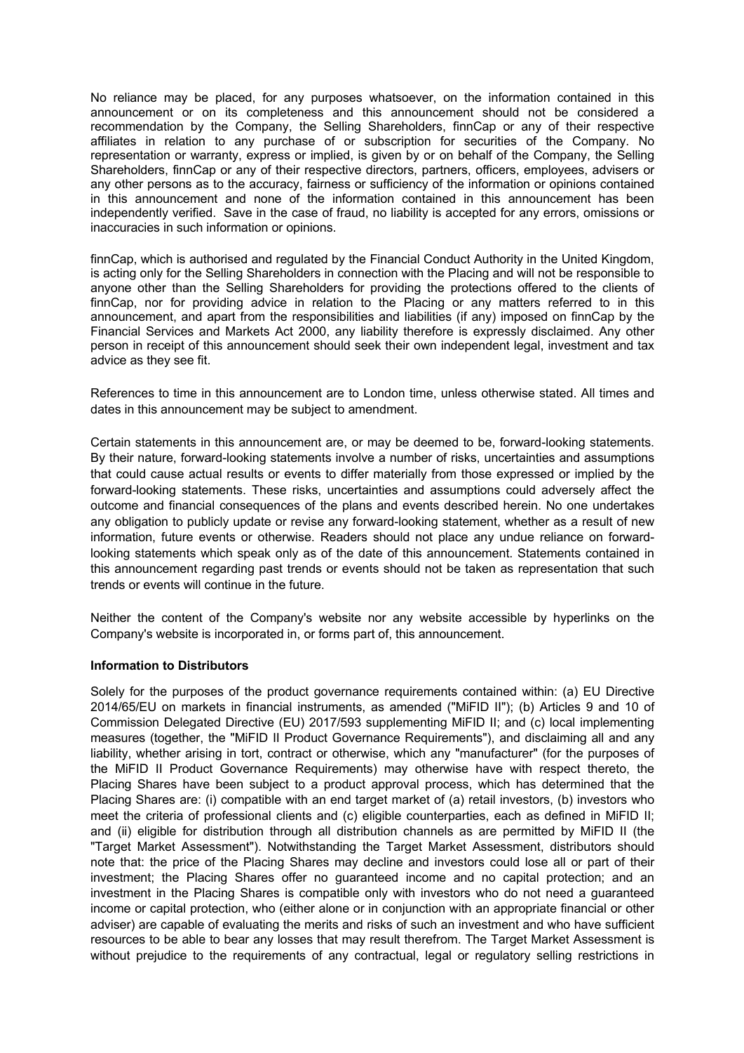No reliance may be placed, for any purposes whatsoever, on the information contained in this announcement or on its completeness and this announcement should not be considered a recommendation by the Company, the Selling Shareholders, finnCap or any of their respective affiliates in relation to any purchase of or subscription for securities of the Company. No representation or warranty, express or implied, is given by or on behalf of the Company, the Selling Shareholders, finnCap or any of their respective directors, partners, officers, employees, advisers or any other persons as to the accuracy, fairness or sufficiency of the information or opinions contained in this announcement and none of the information contained in this announcement has been independently verified. Save in the case of fraud, no liability is accepted for any errors, omissions or inaccuracies in such information or opinions.

finnCap, which is authorised and regulated by the Financial Conduct Authority in the United Kingdom, is acting only for the Selling Shareholders in connection with the Placing and will not be responsible to anyone other than the Selling Shareholders for providing the protections offered to the clients of finnCap, nor for providing advice in relation to the Placing or any matters referred to in this announcement, and apart from the responsibilities and liabilities (if any) imposed on finnCap by the Financial Services and Markets Act 2000, any liability therefore is expressly disclaimed. Any other person in receipt of this announcement should seek their own independent legal, investment and tax advice as they see fit.

References to time in this announcement are to London time, unless otherwise stated. All times and dates in this announcement may be subject to amendment.

Certain statements in this announcement are, or may be deemed to be, forward-looking statements. By their nature, forward-looking statements involve a number of risks, uncertainties and assumptions that could cause actual results or events to differ materially from those expressed or implied by the forward-looking statements. These risks, uncertainties and assumptions could adversely affect the outcome and financial consequences of the plans and events described herein. No one undertakes any obligation to publicly update or revise any forward-looking statement, whether as a result of new information, future events or otherwise. Readers should not place any undue reliance on forward-looking statements which speak only as of the date of this announcement. Statements contained in this announcement regarding past trends or events should not be taken as representation that such trends or events will continue in the future.

Neither the content of the Company's website nor any website accessible by hyperlinks on the Company's website is incorporated in, or forms part of, this announcement.

**Information to Distributors**

Solely for the purposes of the product governance requirements contained within: (a) EU Directive 2014/65/EU on markets in financial instruments, as amended ("MiFID II"); (b) Articles 9 and 10 of Commission Delegated Directive (EU) 2017/593 supplementing MiFID II; and (c) local implementing measures (together, the "MiFID II Product Governance Requirements"), and disclaiming all and any liability, whether arising in tort, contract or otherwise, which any "manufacturer" (for the purposes of the MiFID II Product Governance Requirements) may otherwise have with respect thereto, the Placing Shares have been subject to a product approval process, which has determined that the Placing Shares are: (i) compatible with an end target market of (a) retail investors, (b) investors who meet the criteria of professional clients and (c) eligible counterparties, each as defined in MiFID II; and (ii) eligible for distribution through all distribution channels as are permitted by MiFID II (the "Target Market Assessment"). Notwithstanding the Target Market Assessment, distributors should note that: the price of the Placing Shares may decline and investors could lose all or part of their investment; the Placing Shares offer no guaranteed income and no capital protection; and an investment in the Placing Shares is compatible only with investors who do not need a guaranteed income or capital protection, who (either alone or in conjunction with an appropriate financial or other adviser) are capable of evaluating the merits and risks of such an investment and who have sufficient resources to be able to bear any losses that may result therefrom. The Target Market Assessment is without prejudice to the requirements of any contractual, legal or regulatory selling restrictions in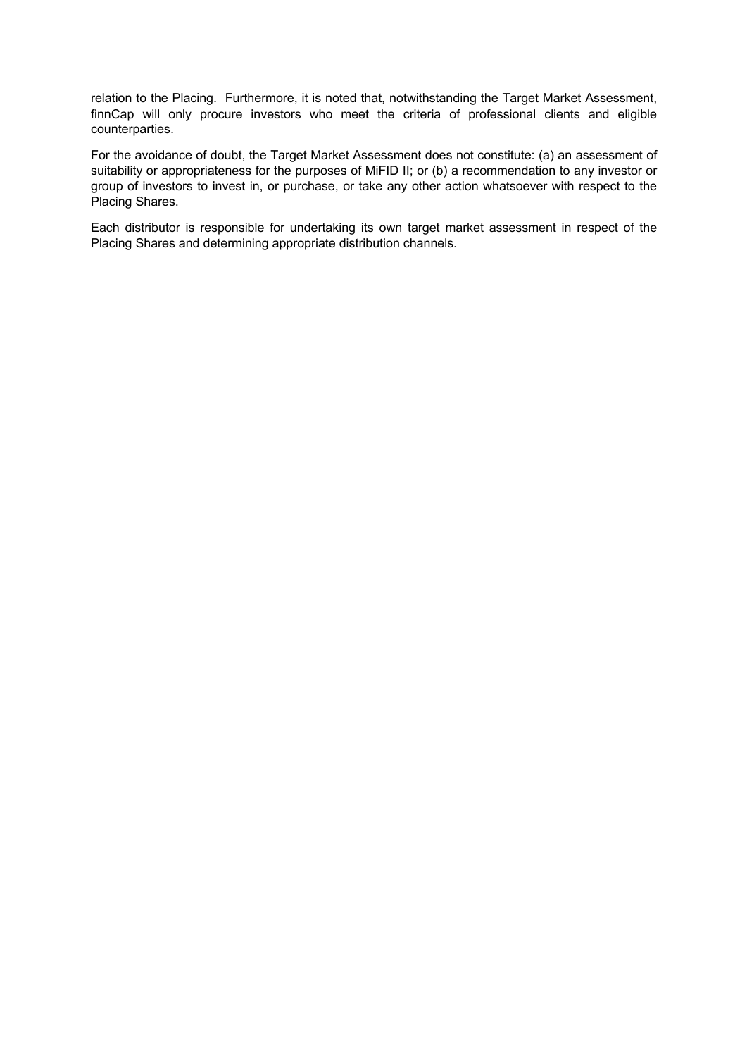relation to the Placing. Furthermore, it is noted that, notwithstanding the Target Market Assessment, finnCap will only procure investors who meet the criteria of professional clients and eligible counterparties.

For the avoidance of doubt, the Target Market Assessment does not constitute: (a) an assessment of suitability or appropriateness for the purposes of MiFID II; or (b) a recommendation to any investor or group of investors to invest in, or purchase, or take any other action whatsoever with respect to the Placing Shares.

Each distributor is responsible for undertaking its own target market assessment in respect of the Placing Shares and determining appropriate distribution channels.